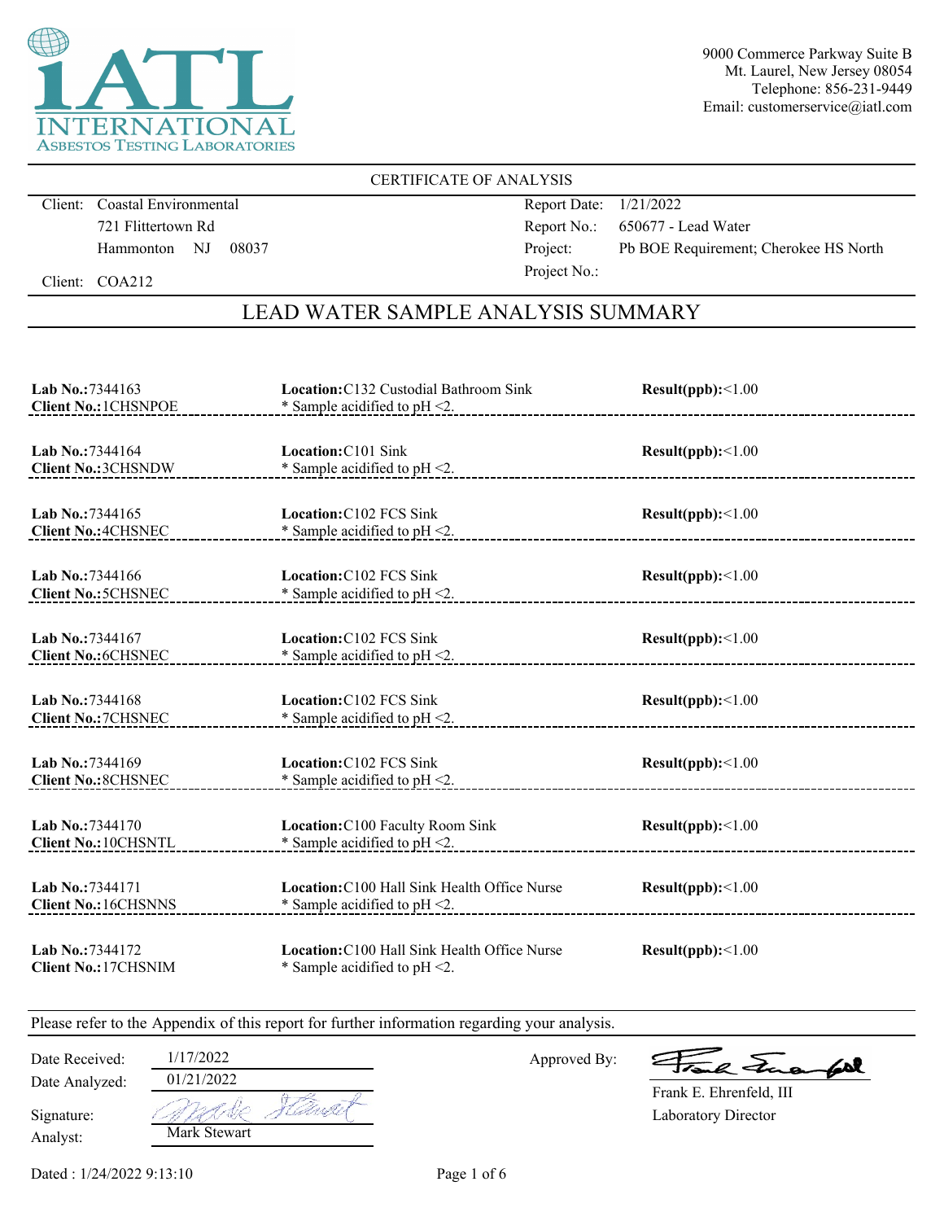**iATL INTERNATIONAL ASBESTOS TESTING LABORATORIES**

9000 Commerce Parkway Suite B
Mt. Laurel, New Jersey 08054
Telephone: 856-231-9449
Email: customerservice@iatl.com

CERTIFICATE OF ANALYSIS

Client: Coastal Environmental
721 Flittertown Rd
Hammonton NJ 08037

Client: COA212

Report Date: 1/21/2022
Report No.: 650677 - Lead Water
Project: Pb BOE Requirement; Cherokee HS North
Project No.:

## LEAD WATER SAMPLE ANALYSIS SUMMARY

| Lab No. / Client No. | Location | Result(ppb) |
|---|---|---|
| **Lab No.:** 7344163<br>**Client No.:** 1CHSNPOE | **Location:** C132 Custodial Bathroom Sink<br>* Sample acidified to pH <2. | **Result(ppb):** <1.00 |
| **Lab No.:** 7344164<br>**Client No.:** 3CHSNDW | **Location:** C101 Sink<br>* Sample acidified to pH <2. | **Result(ppb):** <1.00 |
| **Lab No.:** 7344165<br>**Client No.:** 4CHSNEC | **Location:** C102 FCS Sink<br>* Sample acidified to pH <2. | **Result(ppb):** <1.00 |
| **Lab No.:** 7344166<br>**Client No.:** 5CHSNEC | **Location:** C102 FCS Sink<br>* Sample acidified to pH <2. | **Result(ppb):** <1.00 |
| **Lab No.:** 7344167<br>**Client No.:** 6CHSNEC | **Location:** C102 FCS Sink<br>* Sample acidified to pH <2. | **Result(ppb):** <1.00 |
| **Lab No.:** 7344168<br>**Client No.:** 7CHSNEC | **Location:** C102 FCS Sink<br>* Sample acidified to pH <2. | **Result(ppb):** <1.00 |
| **Lab No.:** 7344169<br>**Client No.:** 8CHSNEC | **Location:** C102 FCS Sink<br>* Sample acidified to pH <2. | **Result(ppb):** <1.00 |
| **Lab No.:** 7344170<br>**Client No.:** 10CHSNTL | **Location:** C100 Faculty Room Sink<br>* Sample acidified to pH <2. | **Result(ppb):** <1.00 |
| **Lab No.:** 7344171<br>**Client No.:** 16CHSNNS | **Location:** C100 Hall Sink Health Office Nurse<br>* Sample acidified to pH <2. | **Result(ppb):** <1.00 |
| **Lab No.:** 7344172<br>**Client No.:** 17CHSNIM | **Location:** C100 Hall Sink Health Office Nurse<br>* Sample acidified to pH <2. | **Result(ppb):** <1.00 |

Please refer to the Appendix of this report for further information regarding your analysis.

Date Received: 1/17/2022
Date Analyzed: 01/21/2022
Signature: Mark Stewart
Analyst: Mark Stewart

Approved By: Frank E. Ehrenfeld, III
Laboratory Director

Dated : 1/24/2022 9:13:10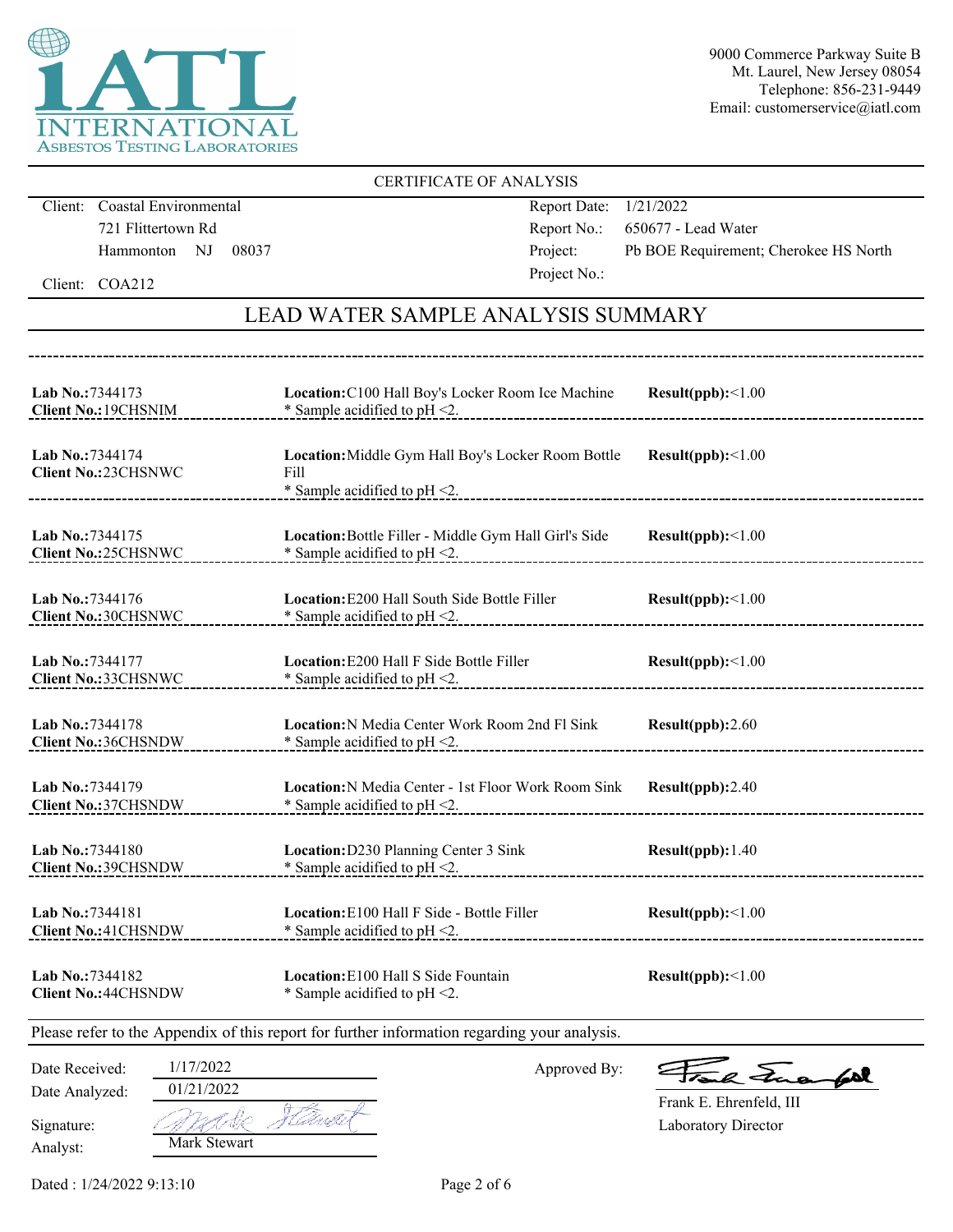9000 Commerce Parkway Suite B
Mt. Laurel, New Jersey 08054
Telephone: 856-231-9449
Email: customerservice@iatl.com

CERTIFICATE OF ANALYSIS

Client: Coastal Environmental
721 Flittertown Rd
Hammonton NJ 08037

Client: COA212

Report Date: 1/21/2022
Report No.: 650677 - Lead Water
Project: Pb BOE Requirement; Cherokee HS North
Project No.:

## LEAD WATER SAMPLE ANALYSIS SUMMARY

| Lab No. / Client No. | Location | Result(ppb) |
|---|---|---|
| **Lab No.:**7344173 **Client No.:**19CHSNIM | **Location:**C100 Hall Boy's Locker Room Ice Machine * Sample acidified to pH <2. | **Result(ppb):**<1.00 |
| **Lab No.:**7344174 **Client No.:**23CHSNWC | **Location:**Middle Gym Hall Boy's Locker Room Bottle Fill * Sample acidified to pH <2. | **Result(ppb):**<1.00 |
| **Lab No.:**7344175 **Client No.:**25CHSNWC | **Location:**Bottle Filler - Middle Gym Hall Girl's Side * Sample acidified to pH <2. | **Result(ppb):**<1.00 |
| **Lab No.:**7344176 **Client No.:**30CHSNWC | **Location:**E200 Hall South Side Bottle Filler * Sample acidified to pH <2. | **Result(ppb):**<1.00 |
| **Lab No.:**7344177 **Client No.:**33CHSNWC | **Location:**E200 Hall F Side Bottle Filler * Sample acidified to pH <2. | **Result(ppb):**<1.00 |
| **Lab No.:**7344178 **Client No.:**36CHSNDW | **Location:**N Media Center Work Room 2nd Fl Sink * Sample acidified to pH <2. | **Result(ppb):**2.60 |
| **Lab No.:**7344179 **Client No.:**37CHSNDW | **Location:**N Media Center - 1st Floor Work Room Sink * Sample acidified to pH <2. | **Result(ppb):**2.40 |
| **Lab No.:**7344180 **Client No.:**39CHSNDW | **Location:**D230 Planning Center 3 Sink * Sample acidified to pH <2. | **Result(ppb):**1.40 |
| **Lab No.:**7344181 **Client No.:**41CHSNDW | **Location:**E100 Hall F Side - Bottle Filler * Sample acidified to pH <2. | **Result(ppb):**<1.00 |
| **Lab No.:**7344182 **Client No.:**44CHSNDW | **Location:**E100 Hall S Side Fountain * Sample acidified to pH <2. | **Result(ppb):**<1.00 |

Please refer to the Appendix of this report for further information regarding your analysis.

Date Received: 1/17/2022
Date Analyzed: 01/21/2022
Signature:
Analyst: Mark Stewart

Approved By:
Frank E. Ehrenfeld, III
Laboratory Director

Dated : 1/24/2022 9:13:10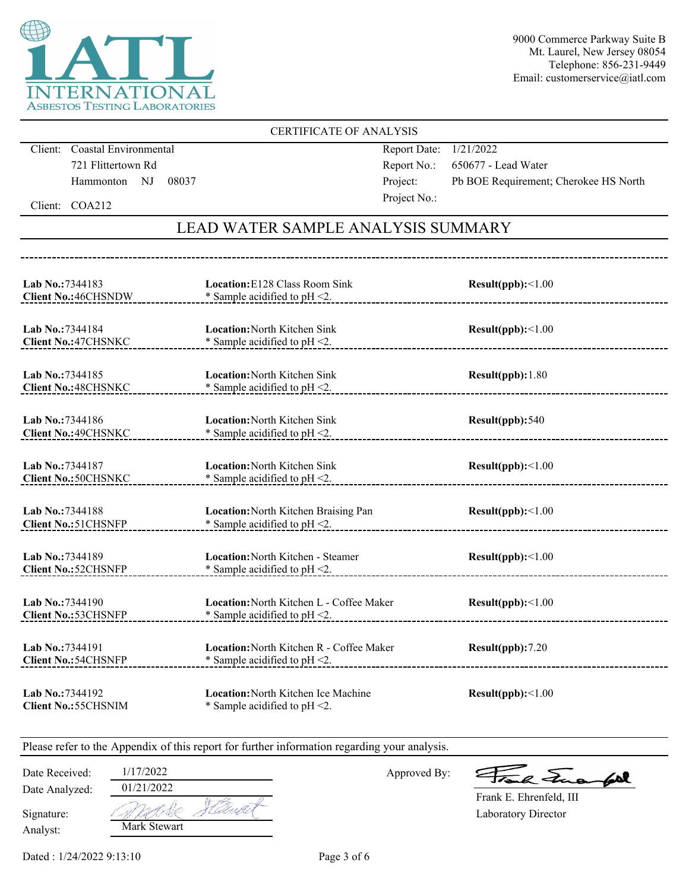**iATL INTERNATIONAL ASBESTOS TESTING LABORATORIES**

9000 Commerce Parkway Suite B
Mt. Laurel, New Jersey 08054
Telephone: 856-231-9449
Email: customerservice@iatl.com

## CERTIFICATE OF ANALYSIS

Client: Coastal Environmental
721 Flittertown Rd
Hammonton NJ 08037

Client: COA212

Report Date: 1/21/2022
Report No.: 650677 - Lead Water
Project: Pb BOE Requirement; Cherokee HS North
Project No.:

## LEAD WATER SAMPLE ANALYSIS SUMMARY

| Lab No. / Client No. | Location | Result(ppb) |
|---|---|---|
| **Lab No.:**7344183 **Client No.:**46CHSNDW | **Location:**E128 Class Room Sink * Sample acidified to pH <2. | **Result(ppb):**<1.00 |
| **Lab No.:**7344184 **Client No.:**47CHSNKC | **Location:**North Kitchen Sink * Sample acidified to pH <2. | **Result(ppb):**<1.00 |
| **Lab No.:**7344185 **Client No.:**48CHSNKC | **Location:**North Kitchen Sink * Sample acidified to pH <2. | **Result(ppb):**1.80 |
| **Lab No.:**7344186 **Client No.:**49CHSNKC | **Location:**North Kitchen Sink * Sample acidified to pH <2. | **Result(ppb):**540 |
| **Lab No.:**7344187 **Client No.:**50CHSNKC | **Location:**North Kitchen Sink * Sample acidified to pH <2. | **Result(ppb):**<1.00 |
| **Lab No.:**7344188 **Client No.:**51CHSNFP | **Location:**North Kitchen Braising Pan * Sample acidified to pH <2. | **Result(ppb):**<1.00 |
| **Lab No.:**7344189 **Client No.:**52CHSNFP | **Location:**North Kitchen - Steamer * Sample acidified to pH <2. | **Result(ppb):**<1.00 |
| **Lab No.:**7344190 **Client No.:**53CHSNFP | **Location:**North Kitchen L - Coffee Maker * Sample acidified to pH <2. | **Result(ppb):**<1.00 |
| **Lab No.:**7344191 **Client No.:**54CHSNFP | **Location:**North Kitchen R - Coffee Maker * Sample acidified to pH <2. | **Result(ppb):**7.20 |
| **Lab No.:**7344192 **Client No.:**55CHSNIM | **Location:**North Kitchen Ice Machine * Sample acidified to pH <2. | **Result(ppb):**<1.00 |

Please refer to the Appendix of this report for further information regarding your analysis.

Date Received: 1/17/2022
Date Analyzed: 01/21/2022
Signature: Mark Stewart
Analyst: Mark Stewart

Approved By: Frank Ehrenfeld
Frank E. Ehrenfeld, III
Laboratory Director

Dated : 1/24/2022 9:13:10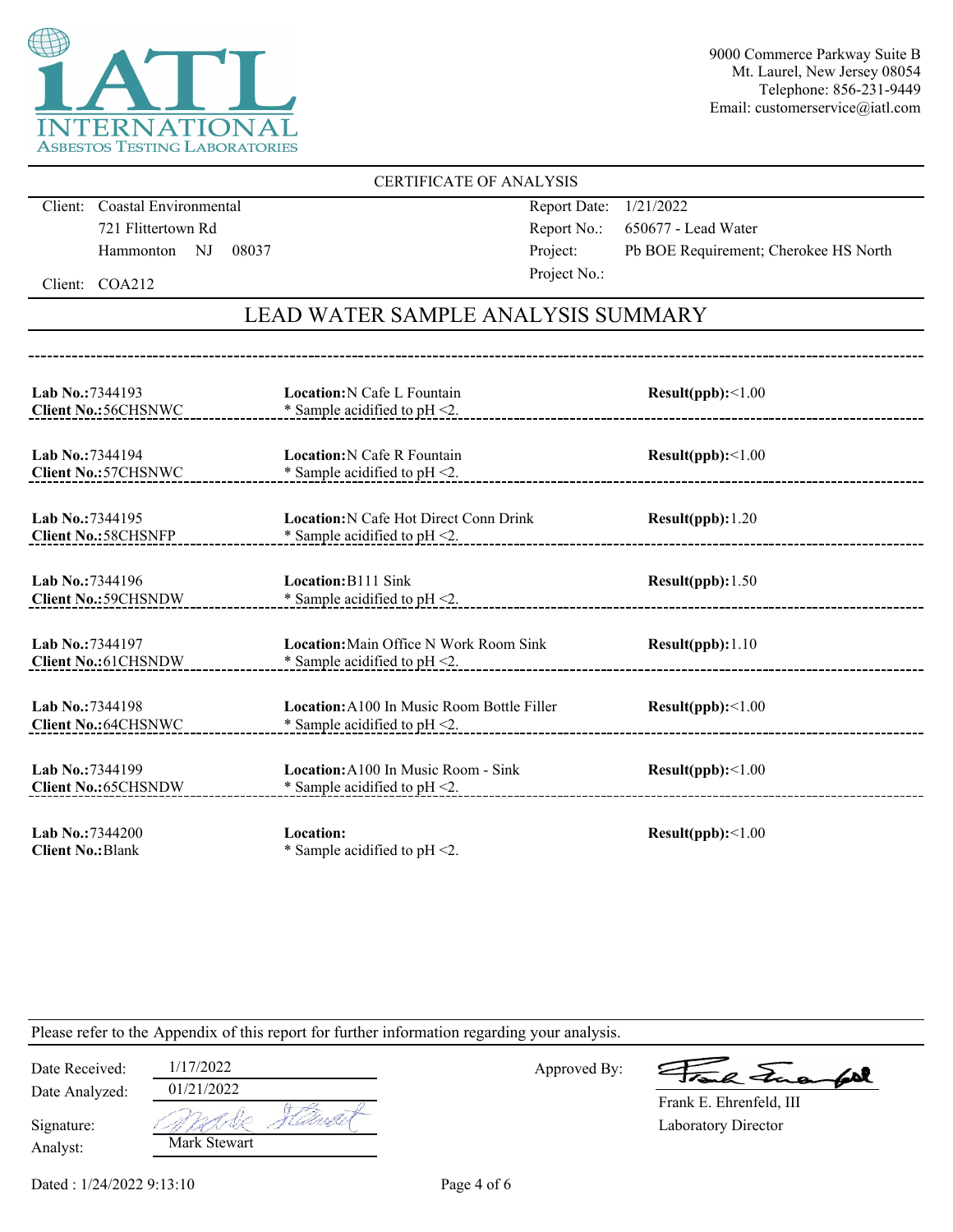iATL INTERNATIONAL ASBESTOS TESTING LABORATORIES

9000 Commerce Parkway Suite B
Mt. Laurel, New Jersey 08054
Telephone: 856-231-9449
Email: customerservice@iatl.com

CERTIFICATE OF ANALYSIS

Client: Coastal Environmental
721 Flittertown Rd
Hammonton NJ 08037

Client: COA212

Report Date: 1/21/2022
Report No.: 650677 - Lead Water
Project: Pb BOE Requirement; Cherokee HS North
Project No.:

## LEAD WATER SAMPLE ANALYSIS SUMMARY

| Lab No. / Client No. | Location | Result(ppb) |
|---|---|---|
| **Lab No.:** 7344193<br>**Client No.:** 56CHSNWC | **Location:** N Cafe L Fountain<br>* Sample acidified to pH <2. | **Result(ppb):** <1.00 |
| **Lab No.:** 7344194<br>**Client No.:** 57CHSNWC | **Location:** N Cafe R Fountain<br>* Sample acidified to pH <2. | **Result(ppb):** <1.00 |
| **Lab No.:** 7344195<br>**Client No.:** 58CHSNFP | **Location:** N Cafe Hot Direct Conn Drink<br>* Sample acidified to pH <2. | **Result(ppb):** 1.20 |
| **Lab No.:** 7344196<br>**Client No.:** 59CHSNDW | **Location:** B111 Sink<br>* Sample acidified to pH <2. | **Result(ppb):** 1.50 |
| **Lab No.:** 7344197<br>**Client No.:** 61CHSNDW | **Location:** Main Office N Work Room Sink<br>* Sample acidified to pH <2. | **Result(ppb):** 1.10 |
| **Lab No.:** 7344198<br>**Client No.:** 64CHSNWC | **Location:** A100 In Music Room Bottle Filler<br>* Sample acidified to pH <2. | **Result(ppb):** <1.00 |
| **Lab No.:** 7344199<br>**Client No.:** 65CHSNDW | **Location:** A100 In Music Room - Sink<br>* Sample acidified to pH <2. | **Result(ppb):** <1.00 |
| **Lab No.:** 7344200<br>**Client No.:** Blank | **Location:**<br>* Sample acidified to pH <2. | **Result(ppb):** <1.00 |

Please refer to the Appendix of this report for further information regarding your analysis.

Date Received: 1/17/2022
Date Analyzed: 01/21/2022
Signature: Mark Stewart
Analyst: Mark Stewart

Approved By: Frank Ehrenfeld
Frank E. Ehrenfeld, III
Laboratory Director

Dated : 1/24/2022 9:13:10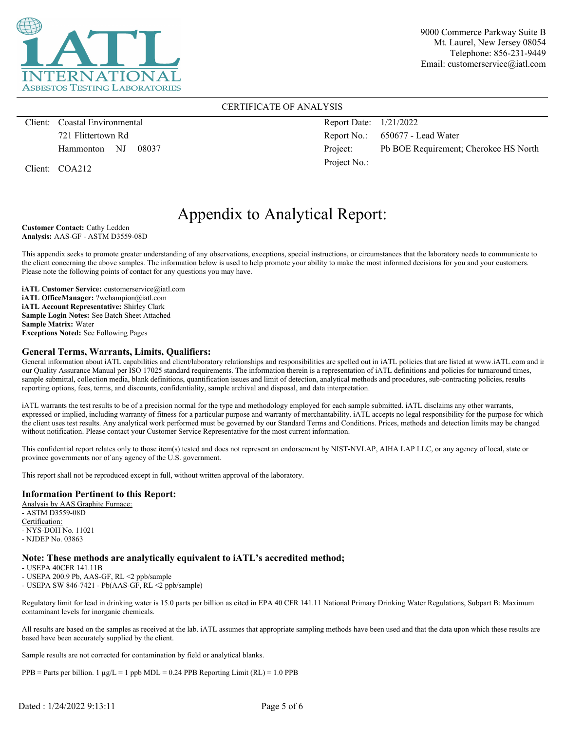iATL INTERNATIONAL ASBESTOS TESTING LABORATORIES

9000 Commerce Parkway Suite B
Mt. Laurel, New Jersey 08054
Telephone: 856-231-9449
Email: customerservice@iatl.com

CERTIFICATE OF ANALYSIS

| | |
|---|---|
| Client: Coastal Environmental | Report Date: 1/21/2022 |
| 721 Flittertown Rd | Report No.: 650677 - Lead Water |
| Hammonton NJ 08037 | Project: Pb BOE Requirement; Cherokee HS North |
| Client: COA212 | Project No.: |

# Appendix to Analytical Report:

**Customer Contact:** Cathy Ledden
**Analysis:** AAS-GF - ASTM D3559-08D

This appendix seeks to promote greater understanding of any observations, exceptions, special instructions, or circumstances that the laboratory needs to communicate to the client concerning the above samples. The information below is used to help promote your ability to make the most informed decisions for you and your customers. Please note the following points of contact for any questions you may have.

**iATL Customer Service:** customerservice@iatl.com
**iATL OfficeManager:** ?wchampion@iatl.com
**iATL Account Representative:** Shirley Clark
**Sample Login Notes:** See Batch Sheet Attached
**Sample Matrix:** Water
**Exceptions Noted:** See Following Pages

## General Terms, Warrants, Limits, Qualifiers:

General information about iATL capabilities and client/laboratory relationships and responsibilities are spelled out in iATL policies that are listed at www.iATL.com and in our Quality Assurance Manual per ISO 17025 standard requirements. The information therein is a representation of iATL definitions and policies for turnaround times, sample submittal, collection media, blank definitions, quantification issues and limit of detection, analytical methods and procedures, sub-contracting policies, results reporting options, fees, terms, and discounts, confidentiality, sample archival and disposal, and data interpretation.

iATL warrants the test results to be of a precision normal for the type and methodology employed for each sample submitted. iATL disclaims any other warrants, expressed or implied, including warranty of fitness for a particular purpose and warranty of merchantability. iATL accepts no legal responsibility for the purpose for which the client uses test results. Any analytical work performed must be governed by our Standard Terms and Conditions. Prices, methods and detection limits may be changed without notification. Please contact your Customer Service Representative for the most current information.

This confidential report relates only to those item(s) tested and does not represent an endorsement by NIST-NVLAP, AIHA LAP LLC, or any agency of local, state or province governments nor of any agency of the U.S. government.

This report shall not be reproduced except in full, without written approval of the laboratory.

## Information Pertinent to this Report:

Analysis by AAS Graphite Furnace:
- ASTM D3559-08D

Certification:
- NYS-DOH No. 11021
- NJDEP No. 03863

## Note: These methods are analytically equivalent to iATL's accredited method;

- USEPA 40CFR 141.11B
- USEPA 200.9 Pb, AAS-GF, RL <2 ppb/sample
- USEPA SW 846-7421 - Pb(AAS-GF, RL <2 ppb/sample)

Regulatory limit for lead in drinking water is 15.0 parts per billion as cited in EPA 40 CFR 141.11 National Primary Drinking Water Regulations, Subpart B: Maximum contaminant levels for inorganic chemicals.

All results are based on the samples as received at the lab. iATL assumes that appropriate sampling methods have been used and that the data upon which these results are based have been accurately supplied by the client.

Sample results are not corrected for contamination by field or analytical blanks.

PPB = Parts per billion. 1 µg/L = 1 ppb MDL = 0.24 PPB Reporting Limit (RL) = 1.0 PPB

Dated : 1/24/2022 9:13:11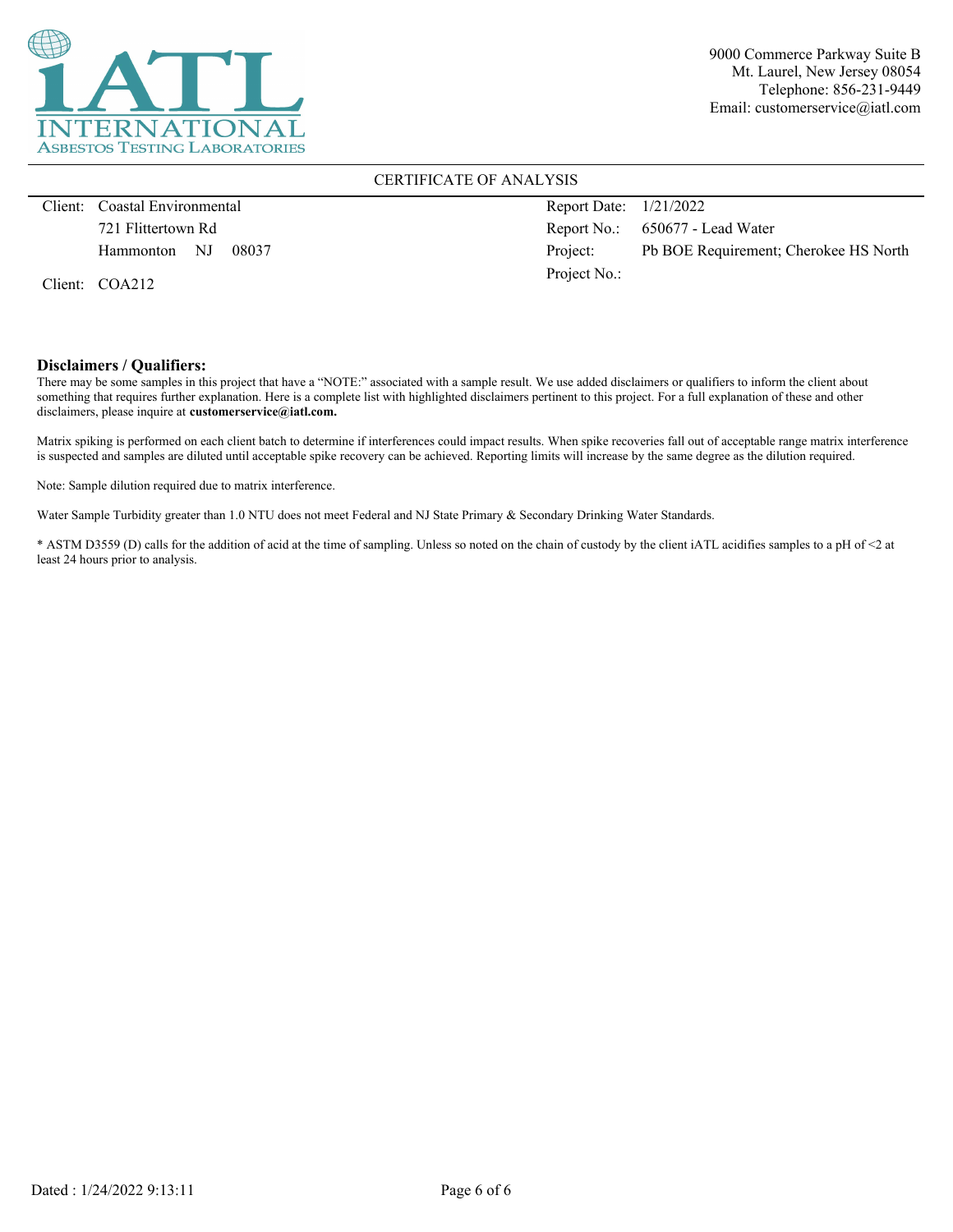iATL INTERNATIONAL ASBESTOS TESTING LABORATORIES

9000 Commerce Parkway Suite B
Mt. Laurel, New Jersey 08054
Telephone: 856-231-9449
Email: customerservice@iatl.com

CERTIFICATE OF ANALYSIS

| | | | |
|---|---|---|---|
| Client: | Coastal Environmental | Report Date: | 1/21/2022 |
| | 721 Flittertown Rd | Report No.: | 650677 - Lead Water |
| | Hammonton NJ 08037 | Project: | Pb BOE Requirement; Cherokee HS North |
| Client: | COA212 | Project No.: | |

### Disclaimers / Qualifiers:

There may be some samples in this project that have a "NOTE:" associated with a sample result. We use added disclaimers or qualifiers to inform the client about something that requires further explanation. Here is a complete list with highlighted disclaimers pertinent to this project. For a full explanation of these and other disclaimers, please inquire at **customerservice@iatl.com.**

Matrix spiking is performed on each client batch to determine if interferences could impact results. When spike recoveries fall out of acceptable range matrix interference is suspected and samples are diluted until acceptable spike recovery can be achieved. Reporting limits will increase by the same degree as the dilution required.

Note: Sample dilution required due to matrix interference.

Water Sample Turbidity greater than 1.0 NTU does not meet Federal and NJ State Primary & Secondary Drinking Water Standards.

* ASTM D3559 (D) calls for the addition of acid at the time of sampling. Unless so noted on the chain of custody by the client iATL acidifies samples to a pH of <2 at least 24 hours prior to analysis.

Dated : 1/24/2022 9:13:11